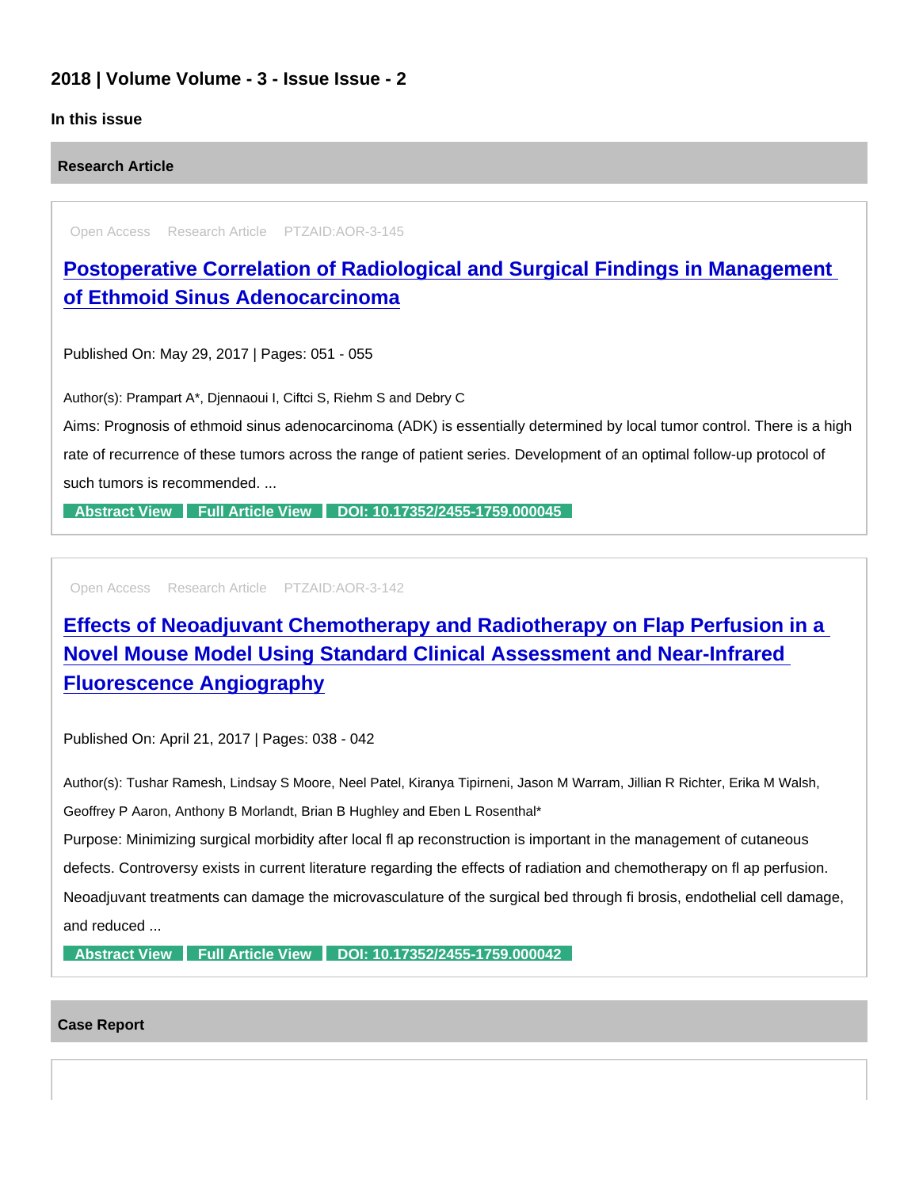## 2018 | Volume Volume - 3 - Issue Issue - 2

### In this issue

### Research Article

Open Access Research Article PTZAID:AOR-3-145

### Postoperative Correlation of Radiological and Surgical Findings in Management of Ethmoid Sinus Adenocarcinoma

Published On: May 29, 2017 | Pages: 051 - 055

Author(s): Prampart A*, Djennaoui I, Ciftci S, Riehm S and Debry C

Aims: Prognosis of ethmoid sinus adenocarcinoma (ADK) is essentially determined by local tumor control. There is a high rate of recurrence of these tumors across the range of patient series. Development of an optimal follow-up protocol of such tumors is recommended. ...

**Abstract View** **Full Article View** **DOI: 10.17352/2455-1759.000045**

Open Access Research Article PTZAID:AOR-3-142

### Effects of Neoadjuvant Chemotherapy and Radiotherapy on Flap Perfusion in a Novel Mouse Model Using Standard Clinical Assessment and Near-Infrared Fluorescence Angiography

Published On: April 21, 2017 | Pages: 038 - 042

Author(s): Tushar Ramesh, Lindsay S Moore, Neel Patel, Kiranya Tipirneni, Jason M Warram, Jillian R Richter, Erika M Walsh, Geoffrey P Aaron, Anthony B Morlandt, Brian B Hughley and Eben L Rosenthal*

Purpose: Minimizing surgical morbidity after local fl ap reconstruction is important in the management of cutaneous defects. Controversy exists in current literature regarding the effects of radiation and chemotherapy on fl ap perfusion. Neoadjuvant treatments can damage the microvasculature of the surgical bed through fi brosis, endothelial cell damage, and reduced ...

**Abstract View** **Full Article View** **DOI: 10.17352/2455-1759.000042**

### Case Report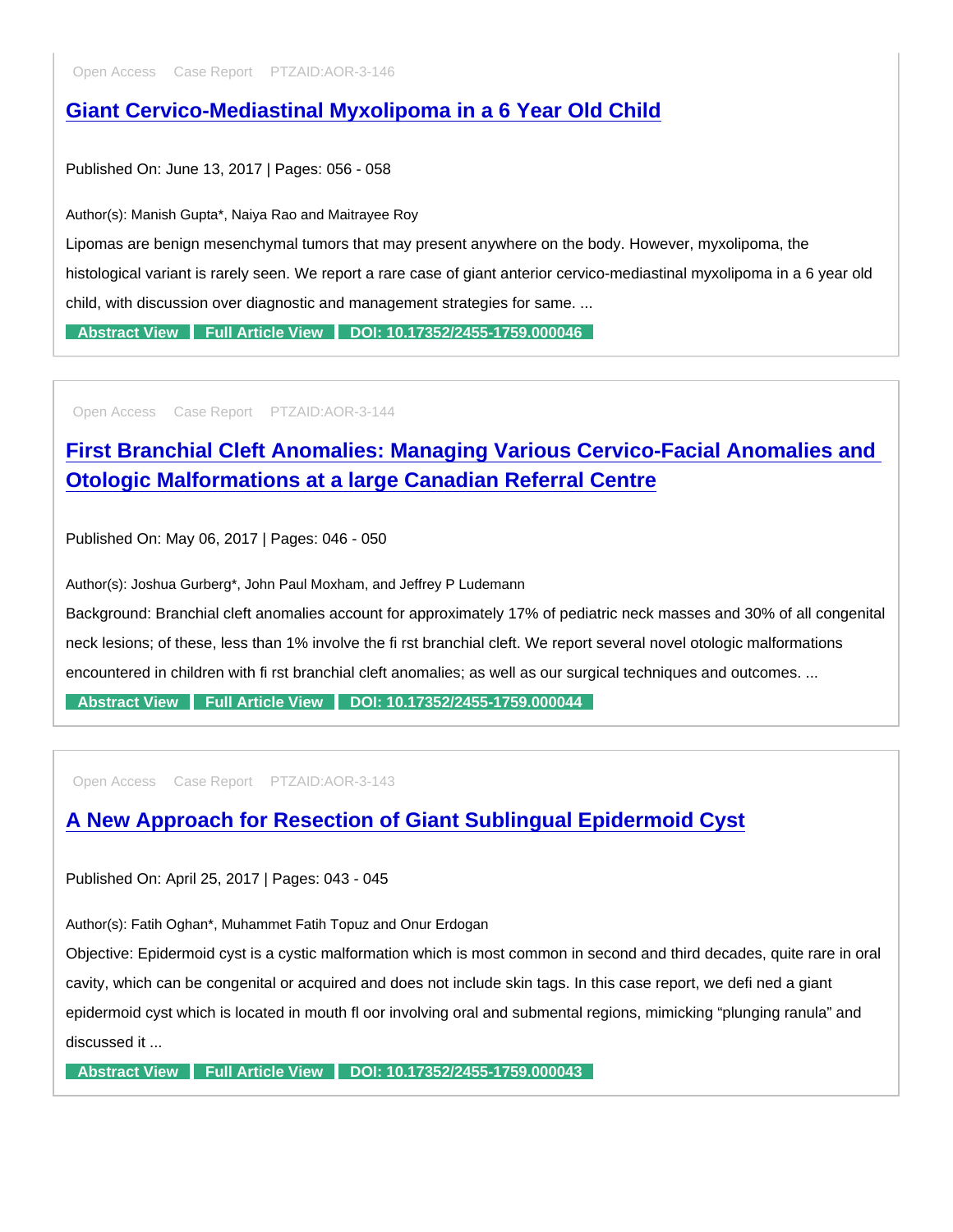Open Access Case Report PTZAID:AOR-3-146

## [Giant Cervico-Mediastinal Myxolipoma in a 6 Year Old Child]

Published On: June 13, 2017 | Pages: 056 - 058

Author(s): Manish Gupta*, Naiya Rao and Maitrayee Roy

Lipomas are benign mesenchymal tumors that may present anywhere on the body. However, myxolipoma, the histological variant is rarely seen. We report a rare case of giant anterior cervico-mediastinal myxolipoma in a 6 year old child, with discussion over diagnostic and management strategies for same. ...

Abstract View | Full Article View | DOI: 10.17352/2455-1759.000046

---

Open Access Case Report PTZAID:AOR-3-144

## [First Branchial Cleft Anomalies: Managing Various Cervico-Facial Anomalies and Otologic Malformations at a large Canadian Referral Centre]

Published On: May 06, 2017 | Pages: 046 - 050

Author(s): Joshua Gurberg*, John Paul Moxham, and Jeffrey P Ludemann

Background: Branchial cleft anomalies account for approximately 17% of pediatric neck masses and 30% of all congenital neck lesions; of these, less than 1% involve the fi rst branchial cleft. We report several novel otologic malformations encountered in children with fi rst branchial cleft anomalies; as well as our surgical techniques and outcomes. ...

Abstract View | Full Article View | DOI: 10.17352/2455-1759.000044

---

Open Access Case Report PTZAID:AOR-3-143

## [A New Approach for Resection of Giant Sublingual Epidermoid Cyst]

Published On: April 25, 2017 | Pages: 043 - 045

Author(s): Fatih Oghan*, Muhammet Fatih Topuz and Onur Erdogan

Objective: Epidermoid cyst is a cystic malformation which is most common in second and third decades, quite rare in oral cavity, which can be congenital or acquired and does not include skin tags. In this case report, we defi ned a giant epidermoid cyst which is located in mouth fl oor involving oral and submental regions, mimicking "plunging ranula" and discussed it ...

Abstract View | Full Article View | DOI: 10.17352/2455-1759.000043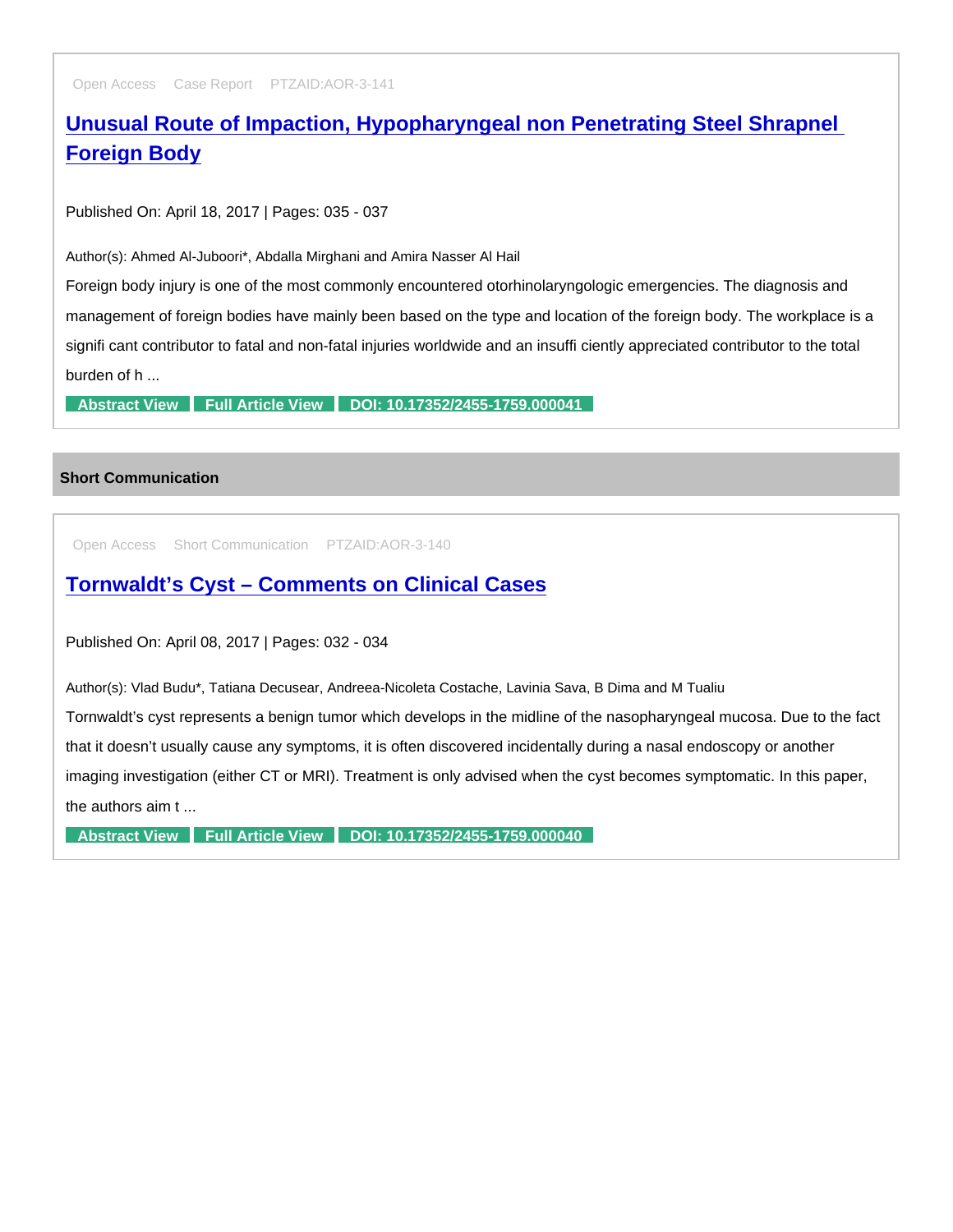Open Access Case Report PTZAID:AOR-3-141

## [Unusual Route of Impaction, Hypopharyngeal non Penetrating Steel Shrapnel Foreign Body]

Published On: April 18, 2017 | Pages: 035 - 037

Author(s): Ahmed Al-Juboori*, Abdalla Mirghani and Amira Nasser Al Hail

Foreign body injury is one of the most commonly encountered otorhinolaryngologic emergencies. The diagnosis and management of foreign bodies have mainly been based on the type and location of the foreign body. The workplace is a signifi cant contributor to fatal and non-fatal injuries worldwide and an insuffi ciently appreciated contributor to the total burden of h ...

**Abstract View** **Full Article View** **DOI: 10.17352/2455-1759.000041**

### Short Communication

Open Access Short Communication PTZAID:AOR-3-140

## [Tornwaldt's Cyst – Comments on Clinical Cases]

Published On: April 08, 2017 | Pages: 032 - 034

Author(s): Vlad Budu*, Tatiana Decusear, Andreea-Nicoleta Costache, Lavinia Sava, B Dima and M Tualiu

Tornwaldt's cyst represents a benign tumor which develops in the midline of the nasopharyngeal mucosa. Due to the fact that it doesn't usually cause any symptoms, it is often discovered incidentally during a nasal endoscopy or another imaging investigation (either CT or MRI). Treatment is only advised when the cyst becomes symptomatic. In this paper, the authors aim t ...

**Abstract View** **Full Article View** **DOI: 10.17352/2455-1759.000040**